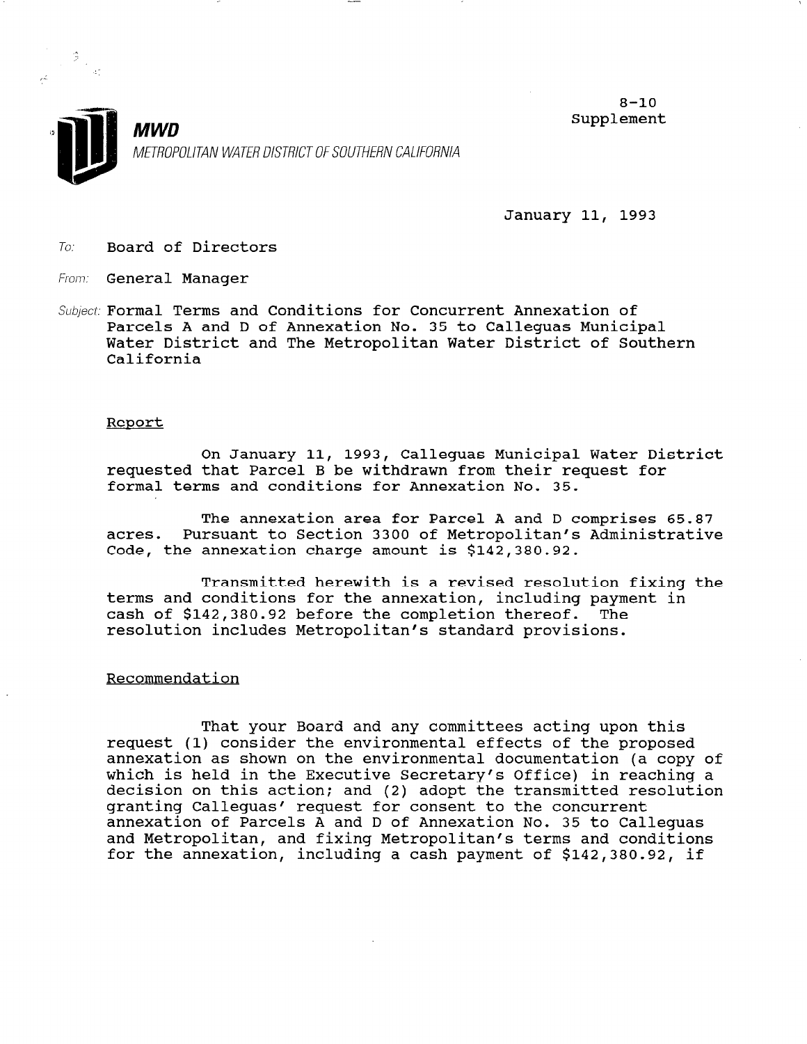**MWD**

METROPOLITAN WATER DISTRICT OF SOUTHERN CALIFORNIA

8-10
Supplement

January 11, 1993

To: Board of Directors

From: General Manager

Subject: Formal Terms and Conditions for Concurrent Annexation of Parcels A and D of Annexation No. 35 to Calleguas Municipal Water District and The Metropolitan Water District of Southern California

Report

On January 11, 1993, Calleguas Municipal Water District requested that Parcel B be withdrawn from their request for formal terms and conditions for Annexation No. 35.

The annexation area for Parcel A and D comprises 65.87 acres. Pursuant to Section 3300 of Metropolitan's Administrative Code, the annexation charge amount is $142,380.92.

Transmitted herewith is a revised resolution fixing the terms and conditions for the annexation, including payment in cash of $142,380.92 before the completion thereof. The resolution includes Metropolitan's standard provisions.

Recommendation

That your Board and any committees acting upon this request (1) consider the environmental effects of the proposed annexation as shown on the environmental documentation (a copy of which is held in the Executive Secretary's Office) in reaching a decision on this action; and (2) adopt the transmitted resolution granting Calleguas' request for consent to the concurrent annexation of Parcels A and D of Annexation No. 35 to Calleguas and Metropolitan, and fixing Metropolitan's terms and conditions for the annexation, including a cash payment of $142,380.92, if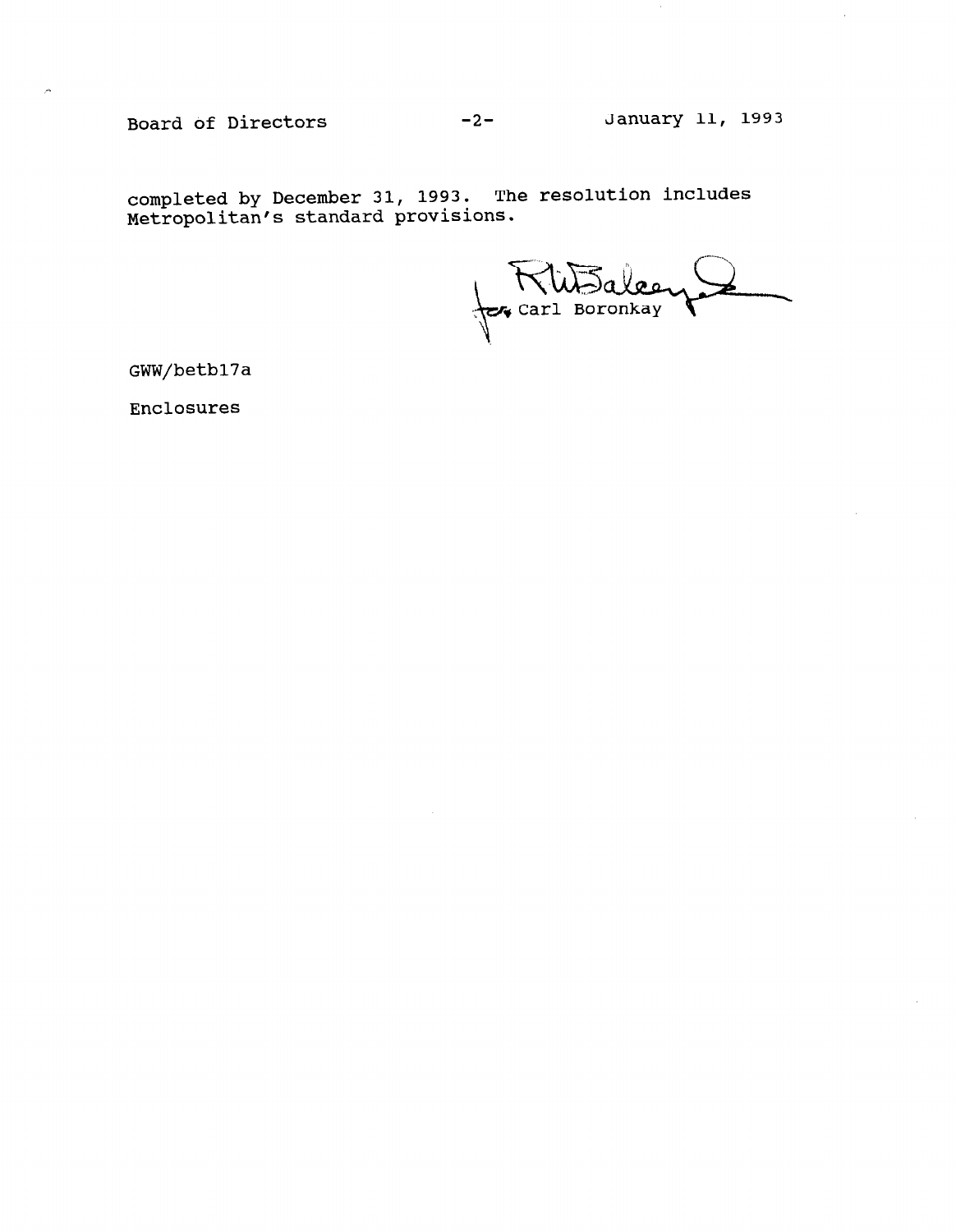completed by December 31, 1993. The resolution includes Metropolitan's standard provisions.

for Carl Boronkay

GWW/betb17a

Enclosures